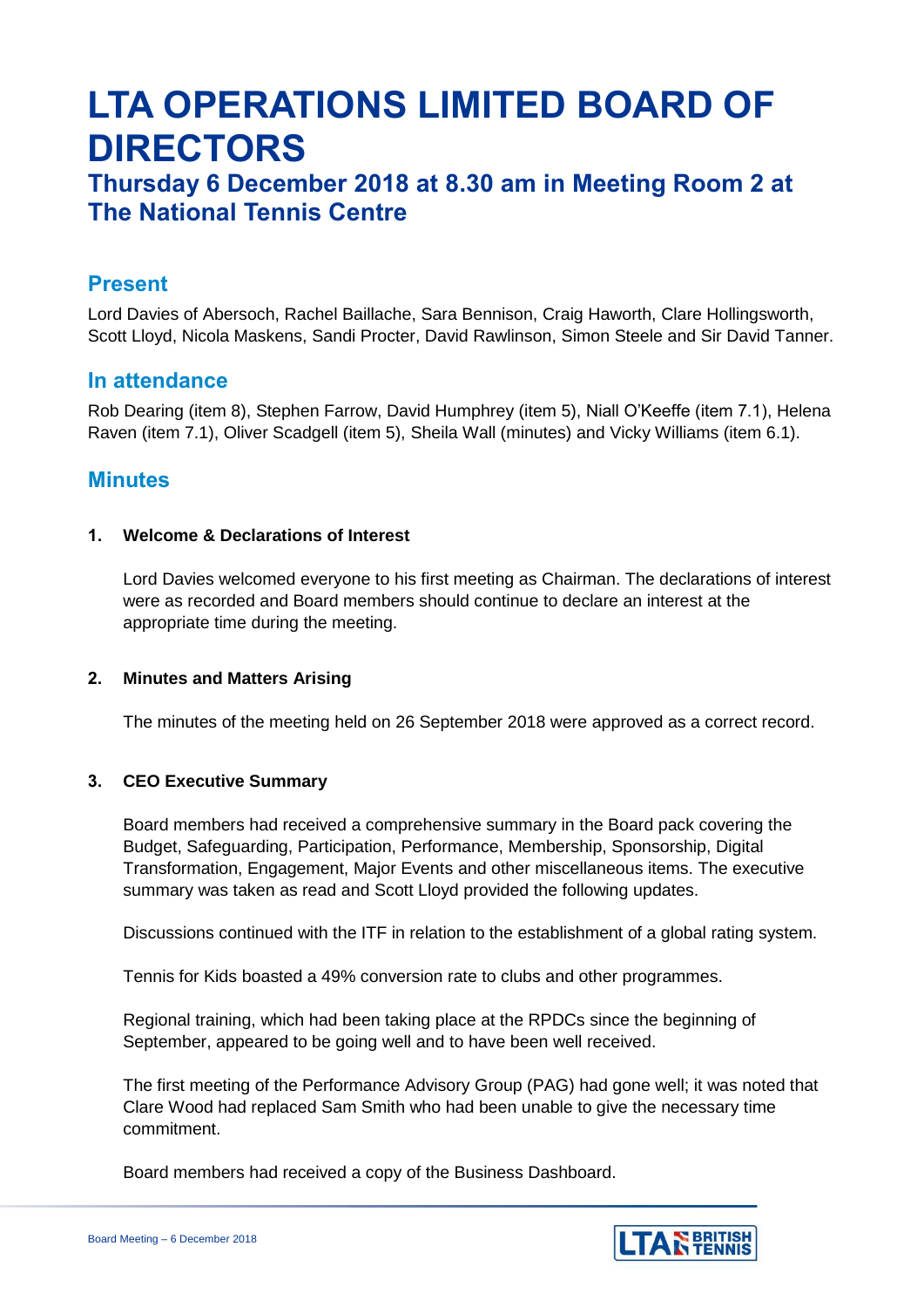# LTA OPERATIONS LIMITED BOARD OF DIRECTORS

## Thursday 6 December 2018 at 8.30 am in Meeting Room 2 at The National Tennis Centre

### Present

Lord Davies of Abersoch, Rachel Baillache, Sara Bennison, Craig Haworth, Clare Hollingsworth, Scott Lloyd, Nicola Maskens, Sandi Procter, David Rawlinson, Simon Steele and Sir David Tanner.

### In attendance

Rob Dearing (item 8), Stephen Farrow, David Humphrey (item 5), Niall O'Keeffe (item 7.1), Helena Raven (item 7.1), Oliver Scadgell (item 5), Sheila Wall (minutes) and Vicky Williams (item 6.1).

### Minutes

**1. Welcome & Declarations of Interest**

Lord Davies welcomed everyone to his first meeting as Chairman. The declarations of interest were as recorded and Board members should continue to declare an interest at the appropriate time during the meeting.

**2. Minutes and Matters Arising**

The minutes of the meeting held on 26 September 2018 were approved as a correct record.

**3. CEO Executive Summary**

Board members had received a comprehensive summary in the Board pack covering the Budget, Safeguarding, Participation, Performance, Membership, Sponsorship, Digital Transformation, Engagement, Major Events and other miscellaneous items. The executive summary was taken as read and Scott Lloyd provided the following updates.

Discussions continued with the ITF in relation to the establishment of a global rating system.

Tennis for Kids boasted a 49% conversion rate to clubs and other programmes.

Regional training, which had been taking place at the RPDCs since the beginning of September, appeared to be going well and to have been well received.

The first meeting of the Performance Advisory Group (PAG) had gone well; it was noted that Clare Wood had replaced Sam Smith who had been unable to give the necessary time commitment.

Board members had received a copy of the Business Dashboard.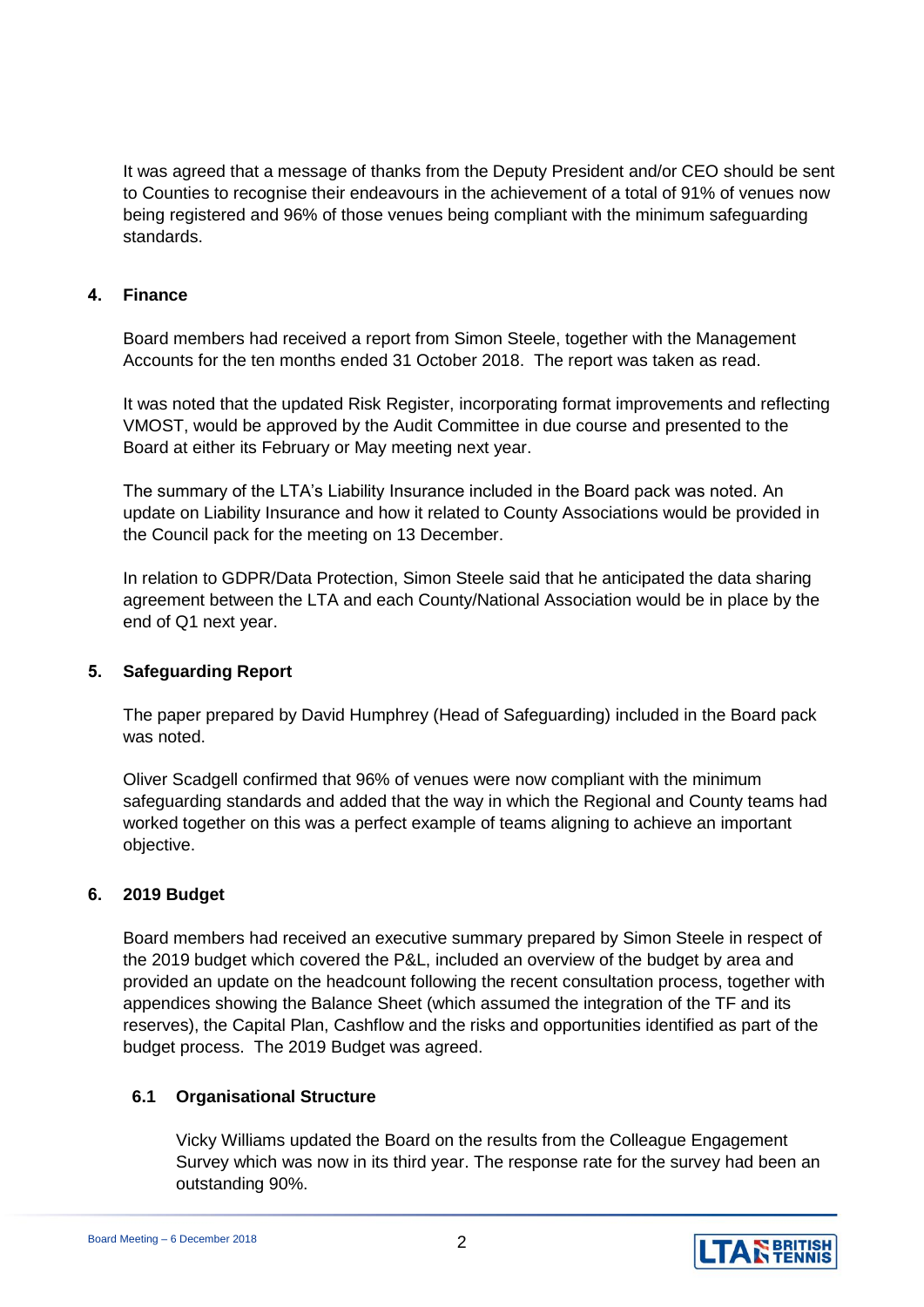It was agreed that a message of thanks from the Deputy President and/or CEO should be sent to Counties to recognise their endeavours in the achievement of a total of 91% of venues now being registered and 96% of those venues being compliant with the minimum safeguarding standards.

## 4. Finance

Board members had received a report from Simon Steele, together with the Management Accounts for the ten months ended 31 October 2018. The report was taken as read.

It was noted that the updated Risk Register, incorporating format improvements and reflecting VMOST, would be approved by the Audit Committee in due course and presented to the Board at either its February or May meeting next year.

The summary of the LTA's Liability Insurance included in the Board pack was noted. An update on Liability Insurance and how it related to County Associations would be provided in the Council pack for the meeting on 13 December.

In relation to GDPR/Data Protection, Simon Steele said that he anticipated the data sharing agreement between the LTA and each County/National Association would be in place by the end of Q1 next year.

## 5. Safeguarding Report

The paper prepared by David Humphrey (Head of Safeguarding) included in the Board pack was noted.

Oliver Scadgell confirmed that 96% of venues were now compliant with the minimum safeguarding standards and added that the way in which the Regional and County teams had worked together on this was a perfect example of teams aligning to achieve an important objective.

## 6. 2019 Budget

Board members had received an executive summary prepared by Simon Steele in respect of the 2019 budget which covered the P&L, included an overview of the budget by area and provided an update on the headcount following the recent consultation process, together with appendices showing the Balance Sheet (which assumed the integration of the TF and its reserves), the Capital Plan, Cashflow and the risks and opportunities identified as part of the budget process. The 2019 Budget was agreed.

### 6.1 Organisational Structure

Vicky Williams updated the Board on the results from the Colleague Engagement Survey which was now in its third year. The response rate for the survey had been an outstanding 90%.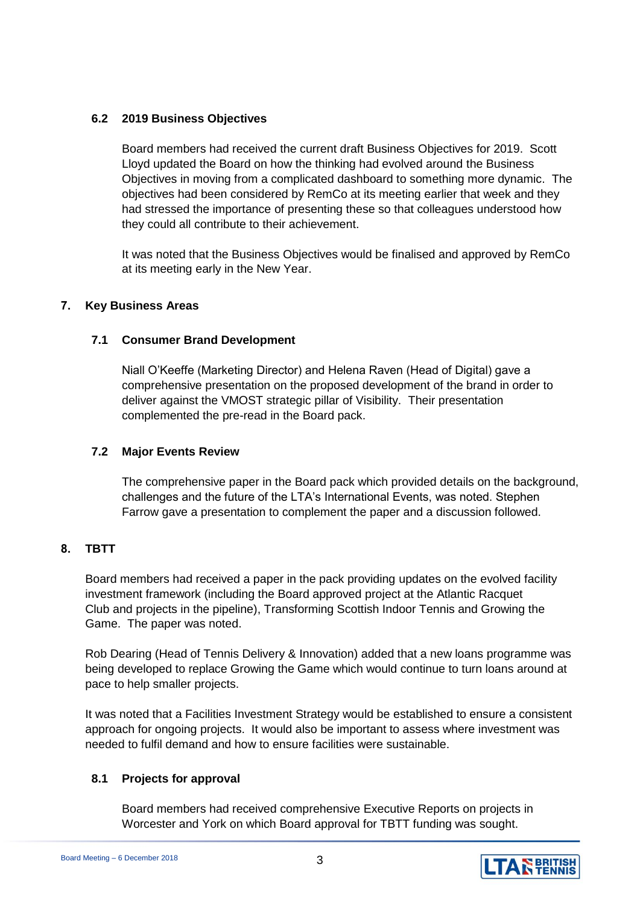### 6.2 2019 Business Objectives

Board members had received the current draft Business Objectives for 2019. Scott Lloyd updated the Board on how the thinking had evolved around the Business Objectives in moving from a complicated dashboard to something more dynamic. The objectives had been considered by RemCo at its meeting earlier that week and they had stressed the importance of presenting these so that colleagues understood how they could all contribute to their achievement.

It was noted that the Business Objectives would be finalised and approved by RemCo at its meeting early in the New Year.

## 7. Key Business Areas

### 7.1 Consumer Brand Development

Niall O'Keeffe (Marketing Director) and Helena Raven (Head of Digital) gave a comprehensive presentation on the proposed development of the brand in order to deliver against the VMOST strategic pillar of Visibility. Their presentation complemented the pre-read in the Board pack.

### 7.2 Major Events Review

The comprehensive paper in the Board pack which provided details on the background, challenges and the future of the LTA's International Events, was noted. Stephen Farrow gave a presentation to complement the paper and a discussion followed.

## 8. TBTT

Board members had received a paper in the pack providing updates on the evolved facility investment framework (including the Board approved project at the Atlantic Racquet Club and projects in the pipeline), Transforming Scottish Indoor Tennis and Growing the Game. The paper was noted.

Rob Dearing (Head of Tennis Delivery & Innovation) added that a new loans programme was being developed to replace Growing the Game which would continue to turn loans around at pace to help smaller projects.

It was noted that a Facilities Investment Strategy would be established to ensure a consistent approach for ongoing projects. It would also be important to assess where investment was needed to fulfil demand and how to ensure facilities were sustainable.

### 8.1 Projects for approval

Board members had received comprehensive Executive Reports on projects in Worcester and York on which Board approval for TBTT funding was sought.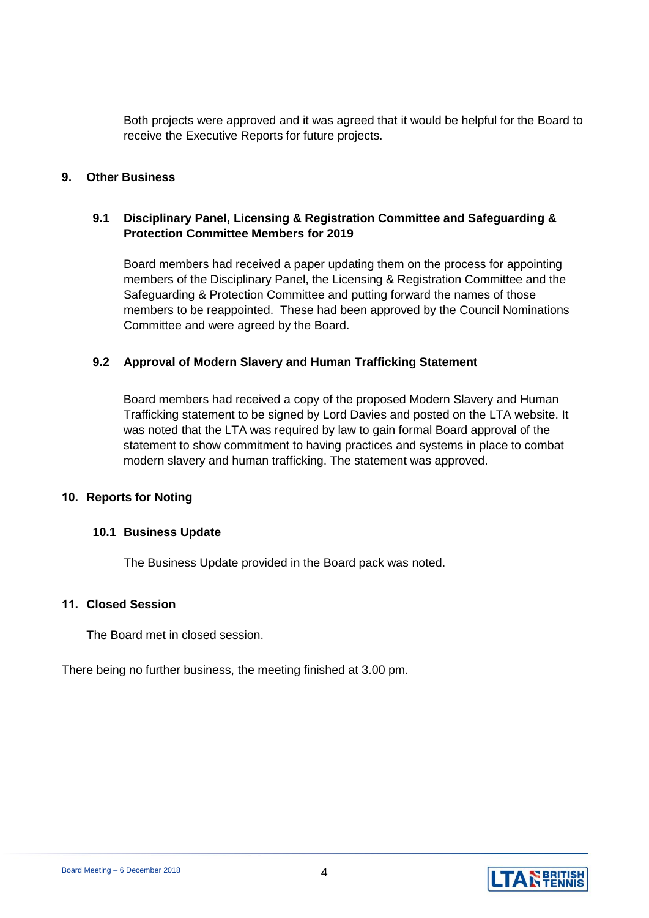Both projects were approved and it was agreed that it would be helpful for the Board to receive the Executive Reports for future projects.

## 9. Other Business

### 9.1 Disciplinary Panel, Licensing & Registration Committee and Safeguarding & Protection Committee Members for 2019

Board members had received a paper updating them on the process for appointing members of the Disciplinary Panel, the Licensing & Registration Committee and the Safeguarding & Protection Committee and putting forward the names of those members to be reappointed. These had been approved by the Council Nominations Committee and were agreed by the Board.

### 9.2 Approval of Modern Slavery and Human Trafficking Statement

Board members had received a copy of the proposed Modern Slavery and Human Trafficking statement to be signed by Lord Davies and posted on the LTA website. It was noted that the LTA was required by law to gain formal Board approval of the statement to show commitment to having practices and systems in place to combat modern slavery and human trafficking. The statement was approved.

## 10. Reports for Noting

### 10.1 Business Update

The Business Update provided in the Board pack was noted.

## 11. Closed Session

The Board met in closed session.

There being no further business, the meeting finished at 3.00 pm.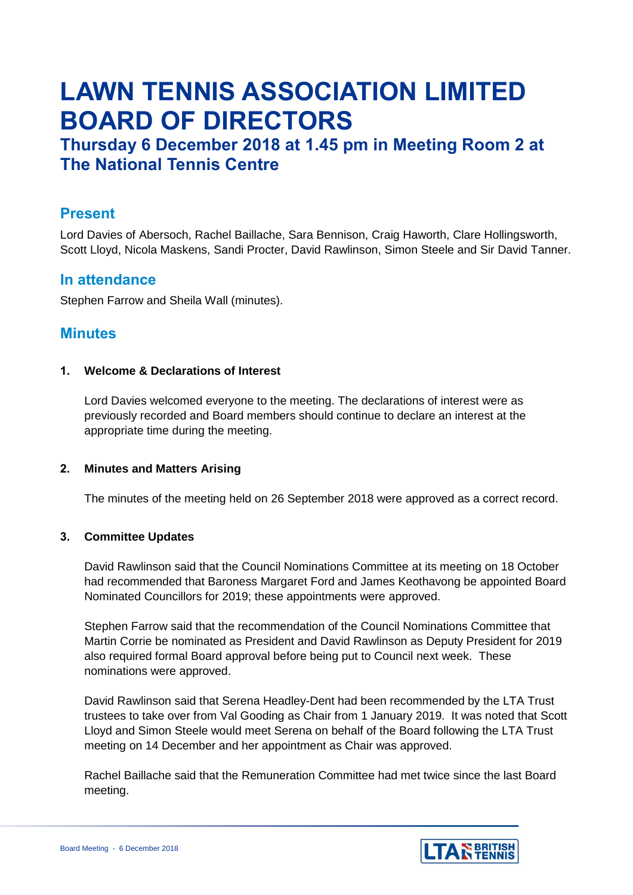# LAWN TENNIS ASSOCIATION LIMITED BOARD OF DIRECTORS

## Thursday 6 December 2018 at 1.45 pm in Meeting Room 2 at The National Tennis Centre

## Present

Lord Davies of Abersoch, Rachel Baillache, Sara Bennison, Craig Haworth, Clare Hollingsworth, Scott Lloyd, Nicola Maskens, Sandi Procter, David Rawlinson, Simon Steele and Sir David Tanner.

## In attendance

Stephen Farrow and Sheila Wall (minutes).

## Minutes

### 1. Welcome & Declarations of Interest

Lord Davies welcomed everyone to the meeting. The declarations of interest were as previously recorded and Board members should continue to declare an interest at the appropriate time during the meeting.

### 2. Minutes and Matters Arising

The minutes of the meeting held on 26 September 2018 were approved as a correct record.

### 3. Committee Updates

David Rawlinson said that the Council Nominations Committee at its meeting on 18 October had recommended that Baroness Margaret Ford and James Keothavong be appointed Board Nominated Councillors for 2019; these appointments were approved.

Stephen Farrow said that the recommendation of the Council Nominations Committee that Martin Corrie be nominated as President and David Rawlinson as Deputy President for 2019 also required formal Board approval before being put to Council next week. These nominations were approved.

David Rawlinson said that Serena Headley-Dent had been recommended by the LTA Trust trustees to take over from Val Gooding as Chair from 1 January 2019. It was noted that Scott Lloyd and Simon Steele would meet Serena on behalf of the Board following the LTA Trust meeting on 14 December and her appointment as Chair was approved.

Rachel Baillache said that the Remuneration Committee had met twice since the last Board meeting.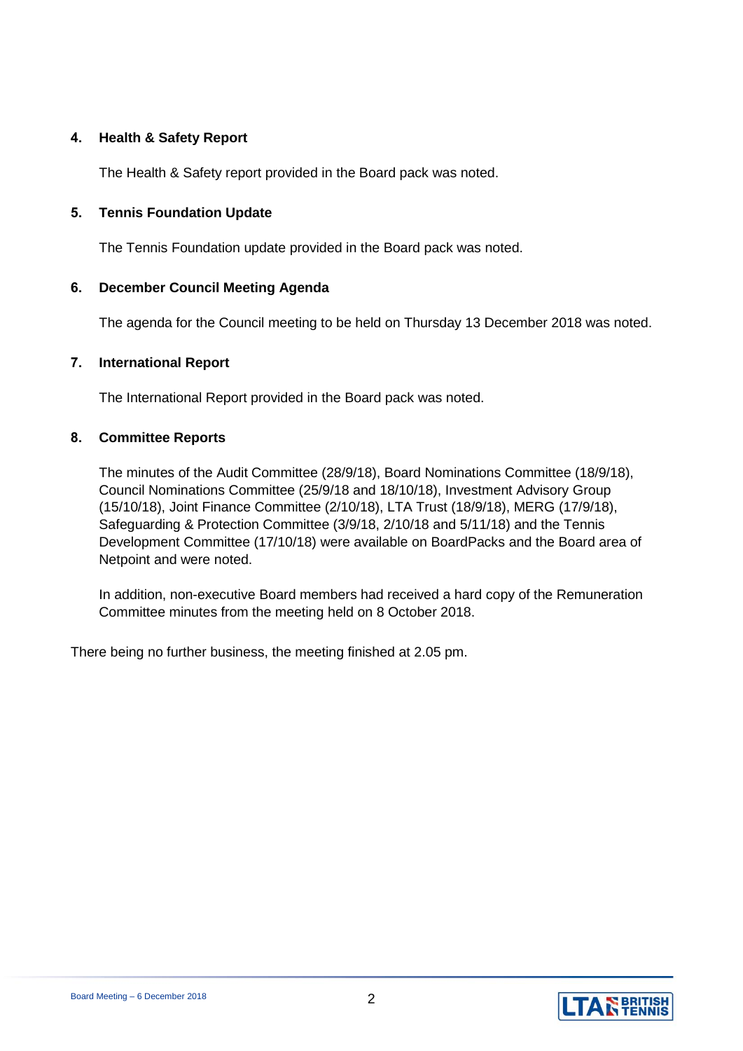## 4. Health & Safety Report

The Health & Safety report provided in the Board pack was noted.

## 5. Tennis Foundation Update

The Tennis Foundation update provided in the Board pack was noted.

## 6. December Council Meeting Agenda

The agenda for the Council meeting to be held on Thursday 13 December 2018 was noted.

## 7. International Report

The International Report provided in the Board pack was noted.

## 8. Committee Reports

The minutes of the Audit Committee (28/9/18), Board Nominations Committee (18/9/18), Council Nominations Committee (25/9/18 and 18/10/18), Investment Advisory Group (15/10/18), Joint Finance Committee (2/10/18), LTA Trust (18/9/18), MERG (17/9/18), Safeguarding & Protection Committee (3/9/18, 2/10/18 and 5/11/18) and the Tennis Development Committee (17/10/18) were available on BoardPacks and the Board area of Netpoint and were noted.

In addition, non-executive Board members had received a hard copy of the Remuneration Committee minutes from the meeting held on 8 October 2018.

There being no further business, the meeting finished at 2.05 pm.